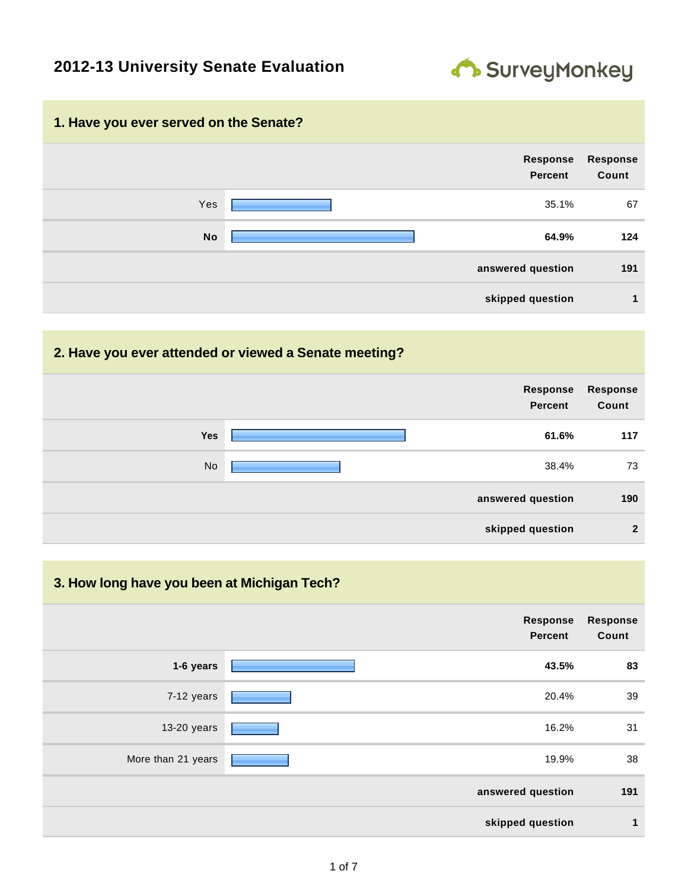# 2012-13 University Senate Evaluation

SurveyMonkey

## 1. Have you ever served on the Senate?

| | Response Percent | Response Count |
|---|---|---|
| Yes | 35.1% | 67 |
| **No** | **64.9%** | **124** |
| | **answered question** | **191** |
| | **skipped question** | **1** |

## 2. Have you ever attended or viewed a Senate meeting?

| | Response Percent | Response Count |
|---|---|---|
| **Yes** | **61.6%** | **117** |
| No | 38.4% | 73 |
| | **answered question** | **190** |
| | **skipped question** | **2** |

## 3. How long have you been at Michigan Tech?

| | Response Percent | Response Count |
|---|---|---|
| **1-6 years** | **43.5%** | **83** |
| 7-12 years | 20.4% | 39 |
| 13-20 years | 16.2% | 31 |
| More than 21 years | 19.9% | 38 |
| | **answered question** | **191** |
| | **skipped question** | **1** |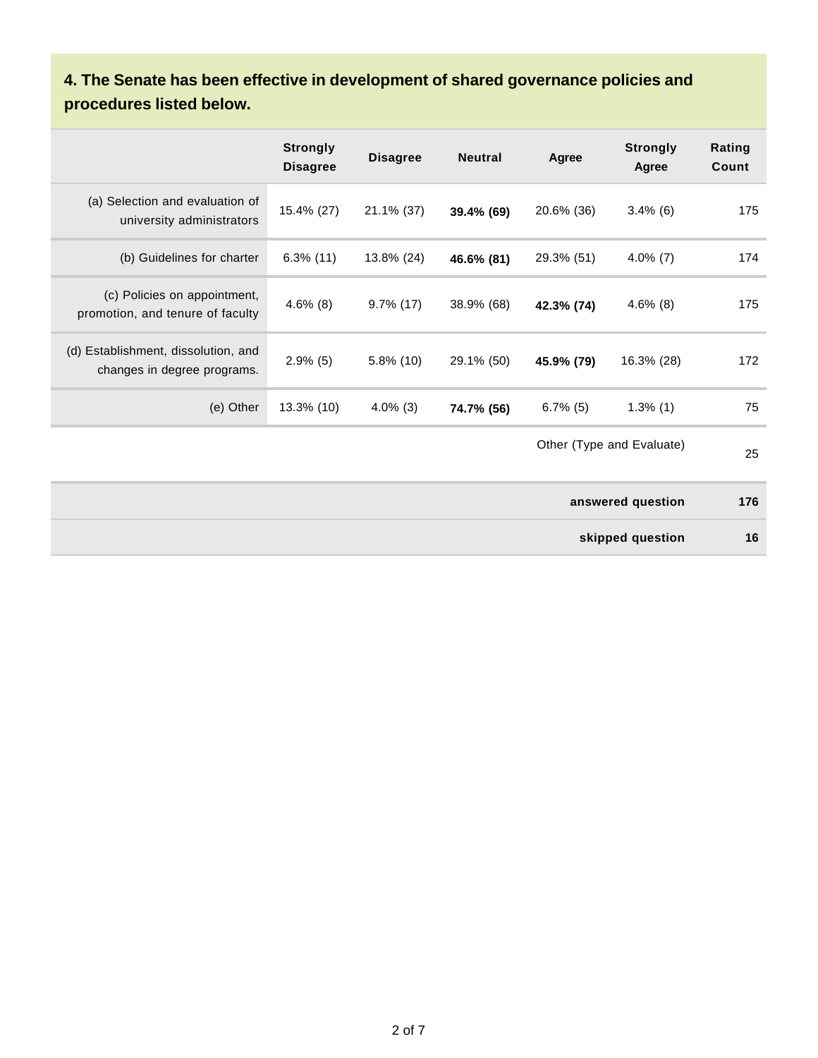### 4. The Senate has been effective in development of shared governance policies and procedures listed below.

| | Strongly Disagree | Disagree | Neutral | Agree | Strongly Agree | Rating Count |
|---|---|---|---|---|---|---|
| (a) Selection and evaluation of university administrators | 15.4% (27) | 21.1% (37) | **39.4% (69)** | 20.6% (36) | 3.4% (6) | 175 |
| (b) Guidelines for charter | 6.3% (11) | 13.8% (24) | **46.6% (81)** | 29.3% (51) | 4.0% (7) | 174 |
| (c) Policies on appointment, promotion, and tenure of faculty | 4.6% (8) | 9.7% (17) | 38.9% (68) | **42.3% (74)** | 4.6% (8) | 175 |
| (d) Establishment, dissolution, and changes in degree programs. | 2.9% (5) | 5.8% (10) | 29.1% (50) | **45.9% (79)** | 16.3% (28) | 172 |
| (e) Other | 13.3% (10) | 4.0% (3) | **74.7% (56)** | 6.7% (5) | 1.3% (1) | 75 |
| | | | | | Other (Type and Evaluate) | 25 |
| | | | | | **answered question** | **176** |
| | | | | | **skipped question** | **16** |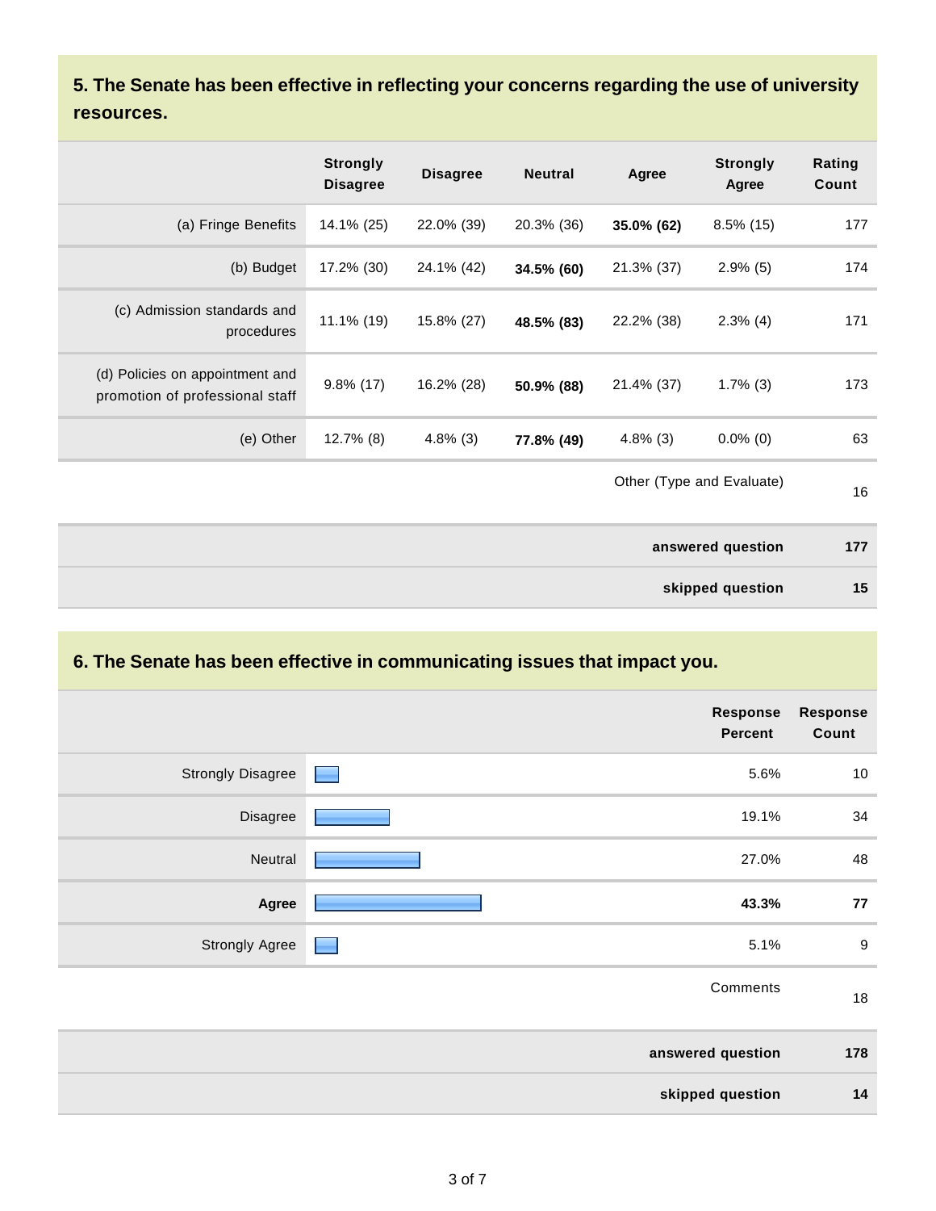## 5. The Senate has been effective in reflecting your concerns regarding the use of university resources.

| | Strongly Disagree | Disagree | Neutral | Agree | Strongly Agree | Rating Count |
|---|---|---|---|---|---|---|
| (a) Fringe Benefits | 14.1% (25) | 22.0% (39) | 20.3% (36) | **35.0% (62)** | 8.5% (15) | 177 |
| (b) Budget | 17.2% (30) | 24.1% (42) | **34.5% (60)** | 21.3% (37) | 2.9% (5) | 174 |
| (c) Admission standards and procedures | 11.1% (19) | 15.8% (27) | **48.5% (83)** | 22.2% (38) | 2.3% (4) | 171 |
| (d) Policies on appointment and promotion of professional staff | 9.8% (17) | 16.2% (28) | **50.9% (88)** | 21.4% (37) | 1.7% (3) | 173 |
| (e) Other | 12.7% (8) | 4.8% (3) | **77.8% (49)** | 4.8% (3) | 0.0% (0) | 63 |
| | | | | Other (Type and Evaluate) | | 16 |
| | | | | | **answered question** | **177** |
| | | | | | **skipped question** | **15** |

## 6. The Senate has been effective in communicating issues that impact you.

| | Response Percent | Response Count |
|---|---|---|
| Strongly Disagree | 5.6% | 10 |
| Disagree | 19.1% | 34 |
| Neutral | 27.0% | 48 |
| **Agree** | **43.3%** | **77** |
| Strongly Agree | 5.1% | 9 |
| | Comments | 18 |
| | **answered question** | **178** |
| | **skipped question** | **14** |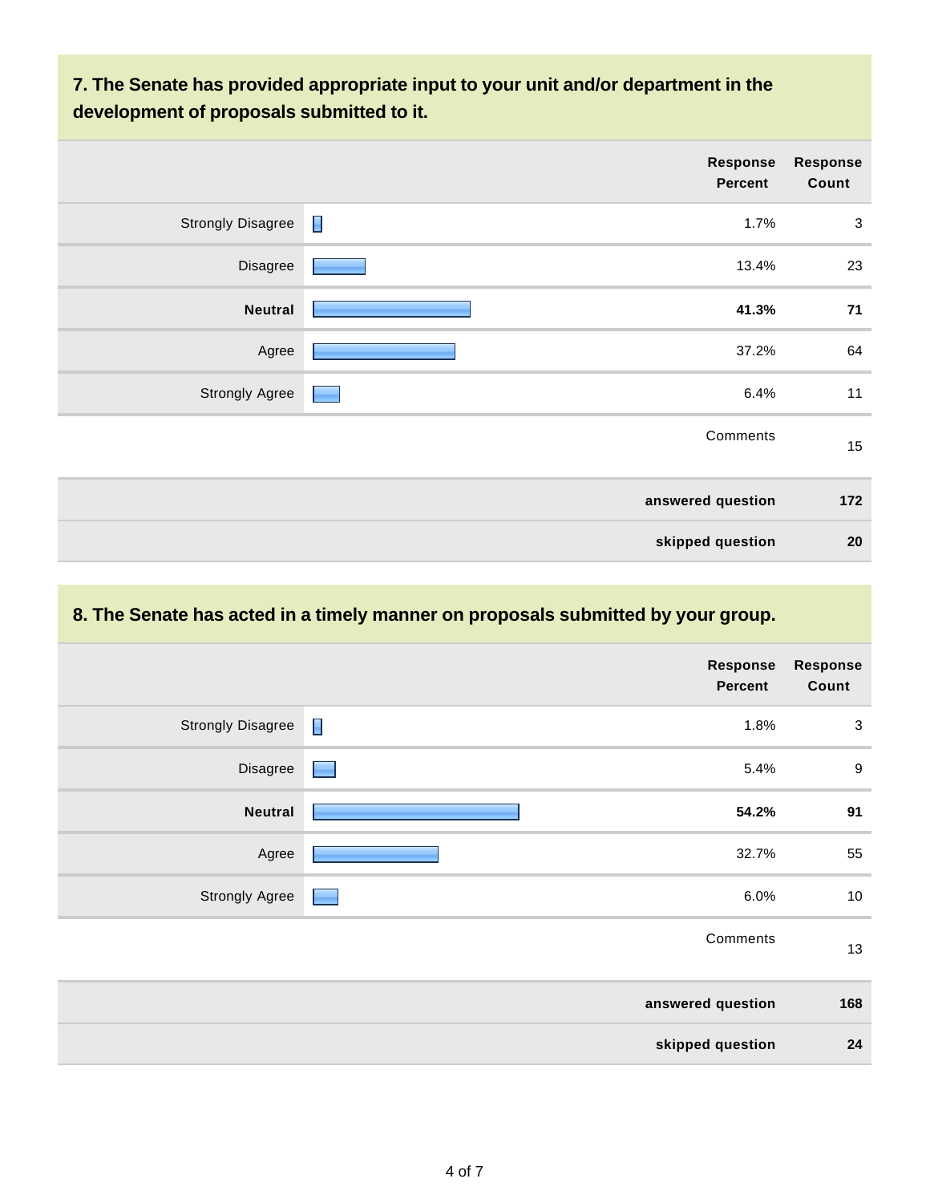### 7. The Senate has provided appropriate input to your unit and/or department in the development of proposals submitted to it.

| | Response Percent | Response Count |
|---|---|---|
| Strongly Disagree | 1.7% | 3 |
| Disagree | 13.4% | 23 |
| **Neutral** | **41.3%** | **71** |
| Agree | 37.2% | 64 |
| Strongly Agree | 6.4% | 11 |
| | Comments | 15 |
| | **answered question** | **172** |
| | **skipped question** | **20** |

### 8. The Senate has acted in a timely manner on proposals submitted by your group.

| | Response Percent | Response Count |
|---|---|---|
| Strongly Disagree | 1.8% | 3 |
| Disagree | 5.4% | 9 |
| **Neutral** | **54.2%** | **91** |
| Agree | 32.7% | 55 |
| Strongly Agree | 6.0% | 10 |
| | Comments | 13 |
| | **answered question** | **168** |
| | **skipped question** | **24** |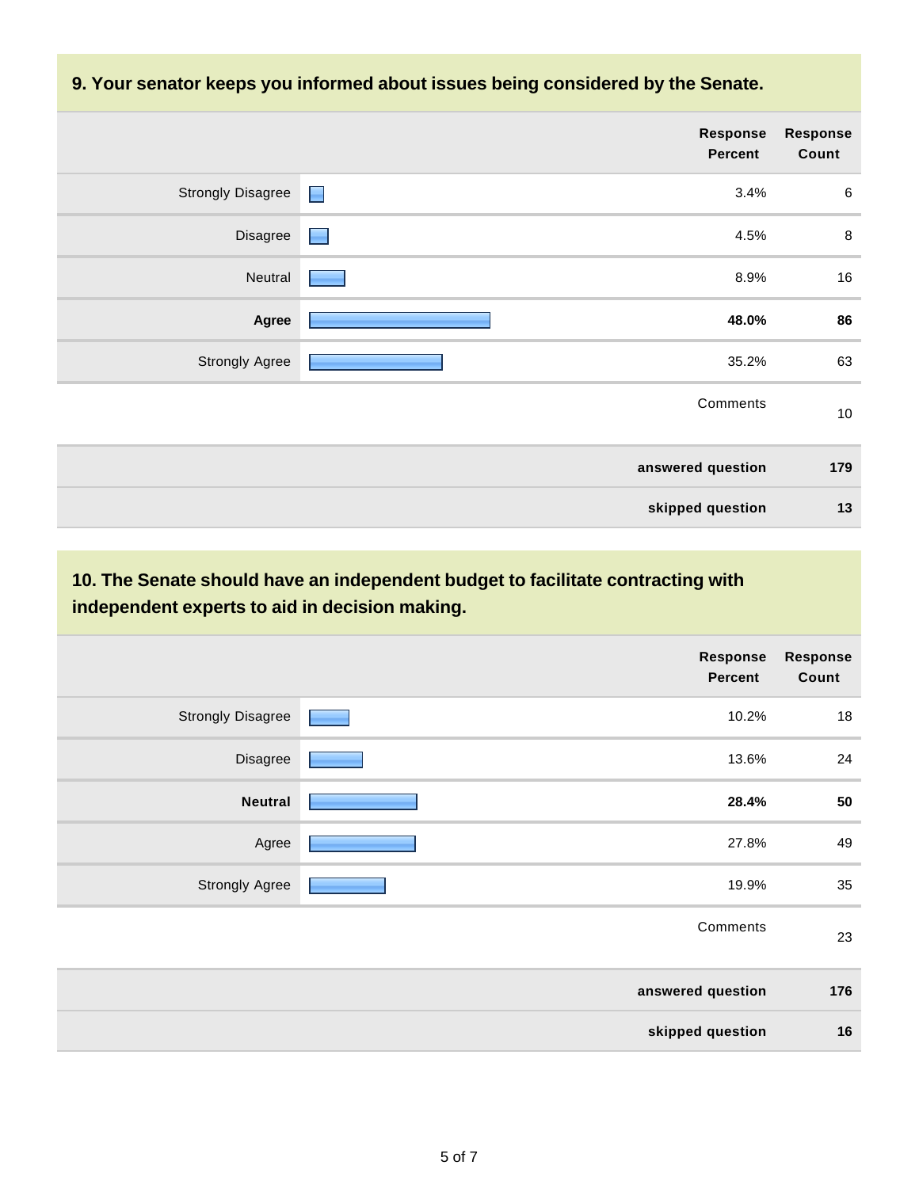## 9. Your senator keeps you informed about issues being considered by the Senate.

| | Response Percent | Response Count |
|---|---|---|
| Strongly Disagree | 3.4% | 6 |
| Disagree | 4.5% | 8 |
| Neutral | 8.9% | 16 |
| **Agree** | **48.0%** | **86** |
| Strongly Agree | 35.2% | 63 |
| | Comments | 10 |
| | **answered question** | **179** |
| | **skipped question** | **13** |

## 10. The Senate should have an independent budget to facilitate contracting with independent experts to aid in decision making.

| | Response Percent | Response Count |
|---|---|---|
| Strongly Disagree | 10.2% | 18 |
| Disagree | 13.6% | 24 |
| **Neutral** | **28.4%** | **50** |
| Agree | 27.8% | 49 |
| Strongly Agree | 19.9% | 35 |
| | Comments | 23 |
| | **answered question** | **176** |
| | **skipped question** | **16** |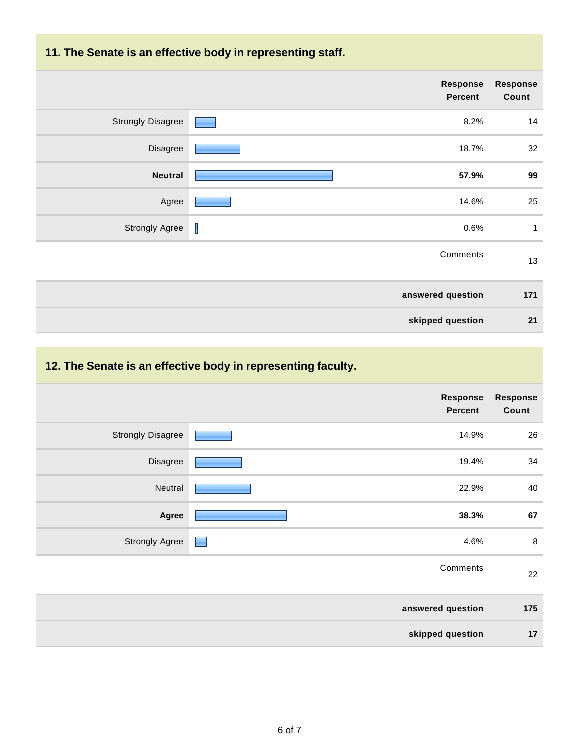## 11. The Senate is an effective body in representing staff.

| | Response Percent | Response Count |
|---|---|---|
| Strongly Disagree | 8.2% | 14 |
| Disagree | 18.7% | 32 |
| **Neutral** | **57.9%** | **99** |
| Agree | 14.6% | 25 |
| Strongly Agree | 0.6% | 1 |
| | Comments | 13 |
| | **answered question** | **171** |
| | **skipped question** | **21** |

## 12. The Senate is an effective body in representing faculty.

| | Response Percent | Response Count |
|---|---|---|
| Strongly Disagree | 14.9% | 26 |
| Disagree | 19.4% | 34 |
| Neutral | 22.9% | 40 |
| **Agree** | **38.3%** | **67** |
| Strongly Agree | 4.6% | 8 |
| | Comments | 22 |
| | **answered question** | **175** |
| | **skipped question** | **17** |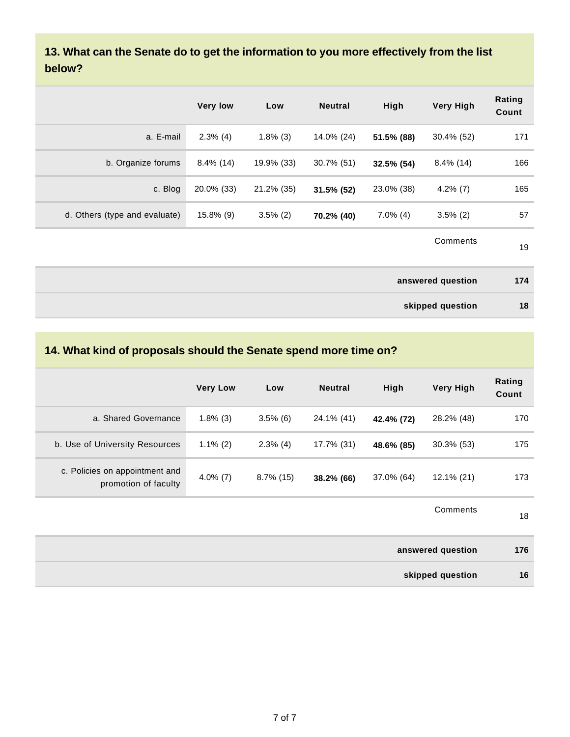## 13. What can the Senate do to get the information to you more effectively from the list below?

| | Very low | Low | Neutral | High | Very High | Rating Count |
|---|---|---|---|---|---|---|
| a. E-mail | 2.3% (4) | 1.8% (3) | 14.0% (24) | **51.5% (88)** | 30.4% (52) | 171 |
| b. Organize forums | 8.4% (14) | 19.9% (33) | 30.7% (51) | **32.5% (54)** | 8.4% (14) | 166 |
| c. Blog | 20.0% (33) | 21.2% (35) | **31.5% (52)** | 23.0% (38) | 4.2% (7) | 165 |
| d. Others (type and evaluate) | 15.8% (9) | 3.5% (2) | **70.2% (40)** | 7.0% (4) | 3.5% (2) | 57 |
| | | | | | Comments | 19 |
| | | | | | **answered question** | **174** |
| | | | | | **skipped question** | **18** |

## 14. What kind of proposals should the Senate spend more time on?

| | Very Low | Low | Neutral | High | Very High | Rating Count |
|---|---|---|---|---|---|---|
| a. Shared Governance | 1.8% (3) | 3.5% (6) | 24.1% (41) | **42.4% (72)** | 28.2% (48) | 170 |
| b. Use of University Resources | 1.1% (2) | 2.3% (4) | 17.7% (31) | **48.6% (85)** | 30.3% (53) | 175 |
| c. Policies on appointment and promotion of faculty | 4.0% (7) | 8.7% (15) | **38.2% (66)** | 37.0% (64) | 12.1% (21) | 173 |
| | | | | | Comments | 18 |
| | | | | | **answered question** | **176** |
| | | | | | **skipped question** | **16** |